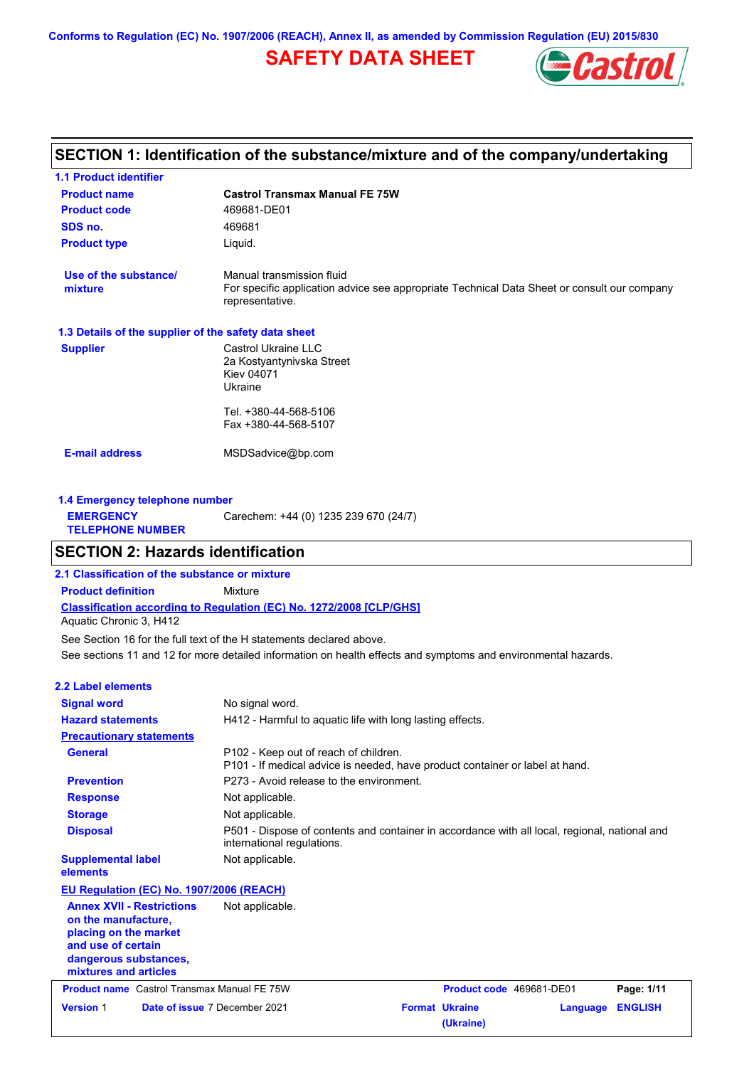Conforms to Regulation (EC) No. 1907/2006 (REACH), Annex II, as amended by Commission Regulation (EU) 2015/830

# SAFETY DATA SHEET

Castrol

## SECTION 1: Identification of the substance/mixture and of the company/undertaking

### 1.1 Product identifier

| | |
|---|---|
| **Product name** | **Castrol Transmax Manual FE 75W** |
| **Product code** | 469681-DE01 |
| **SDS no.** | 469681 |
| **Product type** | Liquid. |
| **Use of the substance/ mixture** | Manual transmission fluid<br>For specific application advice see appropriate Technical Data Sheet or consult our company representative. |

### 1.3 Details of the supplier of the safety data sheet

**Supplier**

Castrol Ukraine LLC
2a Kostyantynivska Street
Kiev 04071
Ukraine

Tel. +380-44-568-5106
Fax +380-44-568-5107

**E-mail address** MSDSadvice@bp.com

### 1.4 Emergency telephone number

**EMERGENCY TELEPHONE NUMBER** Carechem: +44 (0) 1235 239 670 (24/7)

## SECTION 2: Hazards identification

### 2.1 Classification of the substance or mixture

**Product definition** Mixture

**Classification according to Regulation (EC) No. 1272/2008 [CLP/GHS]**

Aquatic Chronic 3, H412

See Section 16 for the full text of the H statements declared above.

See sections 11 and 12 for more detailed information on health effects and symptoms and environmental hazards.

### 2.2 Label elements

| | |
|---|---|
| **Signal word** | No signal word. |
| **Hazard statements** | H412 - Harmful to aquatic life with long lasting effects. |
| **Precautionary statements** | |
| **General** | P102 - Keep out of reach of children.<br>P101 - If medical advice is needed, have product container or label at hand. |
| **Prevention** | P273 - Avoid release to the environment. |
| **Response** | Not applicable. |
| **Storage** | Not applicable. |
| **Disposal** | P501 - Dispose of contents and container in accordance with all local, regional, national and international regulations. |
| **Supplemental label elements** | Not applicable. |

**EU Regulation (EC) No. 1907/2006 (REACH)**

| | |
|---|---|
| **Annex XVII - Restrictions on the manufacture, placing on the market and use of certain dangerous substances, mixtures and articles** | Not applicable. |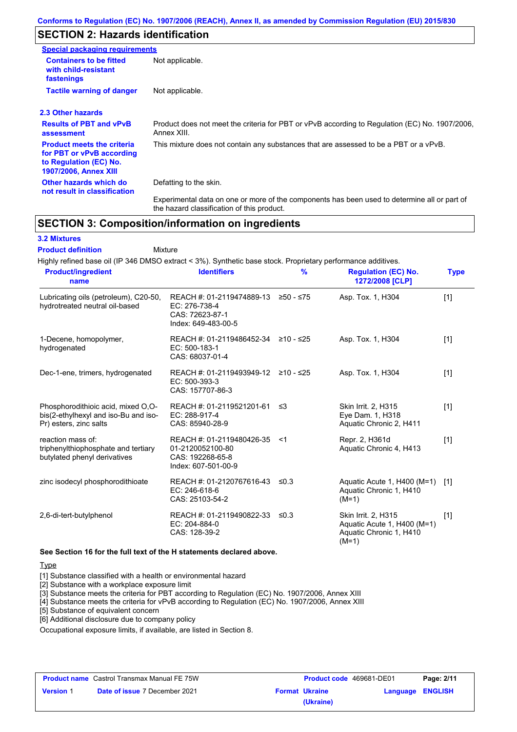## SECTION 2: Hazards identification

**Special packaging requirements**

| | |
|---|---|
| **Containers to be fitted with child-resistant fastenings** | Not applicable. |
| **Tactile warning of danger** | Not applicable. |

### 2.3 Other hazards

| | |
|---|---|
| **Results of PBT and vPvB assessment** | Product does not meet the criteria for PBT or vPvB according to Regulation (EC) No. 1907/2006, Annex XIII. |
| **Product meets the criteria for PBT or vPvB according to Regulation (EC) No. 1907/2006, Annex XIII** | This mixture does not contain any substances that are assessed to be a PBT or a vPvB. |
| **Other hazards which do not result in classification** | Defatting to the skin. |
| | Experimental data on one or more of the components has been used to determine all or part of the hazard classification of this product. |

## SECTION 3: Composition/information on ingredients

### 3.2 Mixtures

**Product definition** Mixture

Highly refined base oil (IP 346 DMSO extract < 3%). Synthetic base stock. Proprietary performance additives.

| Product/ingredient name | Identifiers | % | Regulation (EC) No. 1272/2008 [CLP] | Type |
|---|---|---|---|---|
| Lubricating oils (petroleum), C20-50, hydrotreated neutral oil-based | REACH #: 01-2119474889-13<br>EC: 276-738-4<br>CAS: 72623-87-1<br>Index: 649-483-00-5 | ≥50 - ≤75 | Asp. Tox. 1, H304 | [1] |
| 1-Decene, homopolymer, hydrogenated | REACH #: 01-2119486452-34<br>EC: 500-183-1<br>CAS: 68037-01-4 | ≥10 - ≤25 | Asp. Tox. 1, H304 | [1] |
| Dec-1-ene, trimers, hydrogenated | REACH #: 01-2119493949-12<br>EC: 500-393-3<br>CAS: 157707-86-3 | ≥10 - ≤25 | Asp. Tox. 1, H304 | [1] |
| Phosphorodithioic acid, mixed O,O-bis(2-ethylhexyl and iso-Bu and iso-Pr) esters, zinc salts | REACH #: 01-2119521201-61<br>EC: 288-917-4<br>CAS: 85940-28-9 | ≤3 | Skin Irrit. 2, H315<br>Eye Dam. 1, H318<br>Aquatic Chronic 2, H411 | [1] |
| reaction mass of: triphenylthiophosphate and tertiary butylated phenyl derivatives | REACH #: 01-2119480426-35<br>01-2120052100-80<br>CAS: 192268-65-8<br>Index: 607-501-00-9 | <1 | Repr. 2, H361d<br>Aquatic Chronic 4, H413 | [1] |
| zinc isodecyl phosphorodithioate | REACH #: 01-2120767616-43<br>EC: 246-618-6<br>CAS: 25103-54-2 | ≤0.3 | Aquatic Acute 1, H400 (M=1)<br>Aquatic Chronic 1, H410 (M=1) | [1] |
| 2,6-di-tert-butylphenol | REACH #: 01-2119490822-33<br>EC: 204-884-0<br>CAS: 128-39-2 | ≤0.3 | Skin Irrit. 2, H315<br>Aquatic Acute 1, H400 (M=1)<br>Aquatic Chronic 1, H410 (M=1) | [1] |

**See Section 16 for the full text of the H statements declared above.**

Type

[1] Substance classified with a health or environmental hazard
[2] Substance with a workplace exposure limit
[3] Substance meets the criteria for PBT according to Regulation (EC) No. 1907/2006, Annex XIII
[4] Substance meets the criteria for vPvB according to Regulation (EC) No. 1907/2006, Annex XIII
[5] Substance of equivalent concern
[6] Additional disclosure due to company policy

Occupational exposure limits, if available, are listed in Section 8.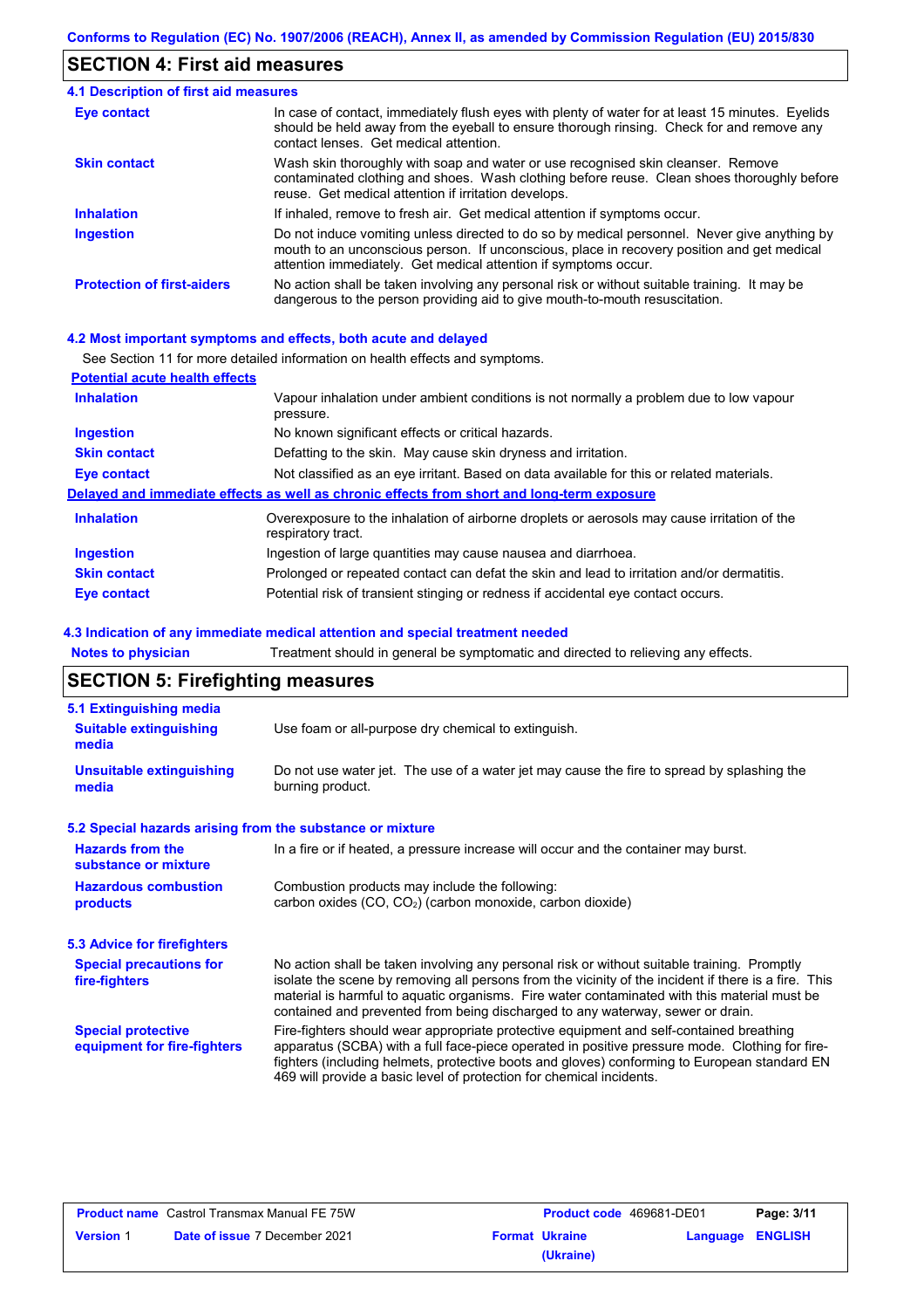## SECTION 4: First aid measures

### 4.1 Description of first aid measures

| | |
|---|---|
| **Eye contact** | In case of contact, immediately flush eyes with plenty of water for at least 15 minutes. Eyelids should be held away from the eyeball to ensure thorough rinsing. Check for and remove any contact lenses. Get medical attention. |
| **Skin contact** | Wash skin thoroughly with soap and water or use recognised skin cleanser. Remove contaminated clothing and shoes. Wash clothing before reuse. Clean shoes thoroughly before reuse. Get medical attention if irritation develops. |
| **Inhalation** | If inhaled, remove to fresh air. Get medical attention if symptoms occur. |
| **Ingestion** | Do not induce vomiting unless directed to do so by medical personnel. Never give anything by mouth to an unconscious person. If unconscious, place in recovery position and get medical attention immediately. Get medical attention if symptoms occur. |
| **Protection of first-aiders** | No action shall be taken involving any personal risk or without suitable training. It may be dangerous to the person providing aid to give mouth-to-mouth resuscitation. |

### 4.2 Most important symptoms and effects, both acute and delayed

See Section 11 for more detailed information on health effects and symptoms.

**Potential acute health effects**

| | |
|---|---|
| **Inhalation** | Vapour inhalation under ambient conditions is not normally a problem due to low vapour pressure. |
| **Ingestion** | No known significant effects or critical hazards. |
| **Skin contact** | Defatting to the skin. May cause skin dryness and irritation. |
| **Eye contact** | Not classified as an eye irritant. Based on data available for this or related materials. |

**Delayed and immediate effects as well as chronic effects from short and long-term exposure**

| | |
|---|---|
| **Inhalation** | Overexposure to the inhalation of airborne droplets or aerosols may cause irritation of the respiratory tract. |
| **Ingestion** | Ingestion of large quantities may cause nausea and diarrhoea. |
| **Skin contact** | Prolonged or repeated contact can defat the skin and lead to irritation and/or dermatitis. |
| **Eye contact** | Potential risk of transient stinging or redness if accidental eye contact occurs. |

### 4.3 Indication of any immediate medical attention and special treatment needed

| | |
|---|---|
| **Notes to physician** | Treatment should in general be symptomatic and directed to relieving any effects. |

## SECTION 5: Firefighting measures

### 5.1 Extinguishing media

| | |
|---|---|
| **Suitable extinguishing media** | Use foam or all-purpose dry chemical to extinguish. |
| **Unsuitable extinguishing media** | Do not use water jet. The use of a water jet may cause the fire to spread by splashing the burning product. |

### 5.2 Special hazards arising from the substance or mixture

| | |
|---|---|
| **Hazards from the substance or mixture** | In a fire or if heated, a pressure increase will occur and the container may burst. |
| **Hazardous combustion products** | Combustion products may include the following: carbon oxides (CO, $CO_2$) (carbon monoxide, carbon dioxide) |

### 5.3 Advice for firefighters

| | |
|---|---|
| **Special precautions for fire-fighters** | No action shall be taken involving any personal risk or without suitable training. Promptly isolate the scene by removing all persons from the vicinity of the incident if there is a fire. This material is harmful to aquatic organisms. Fire water contaminated with this material must be contained and prevented from being discharged to any waterway, sewer or drain. |
| **Special protective equipment for fire-fighters** | Fire-fighters should wear appropriate protective equipment and self-contained breathing apparatus (SCBA) with a full face-piece operated in positive pressure mode. Clothing for fire-fighters (including helmets, protective boots and gloves) conforming to European standard EN 469 will provide a basic level of protection for chemical incidents. |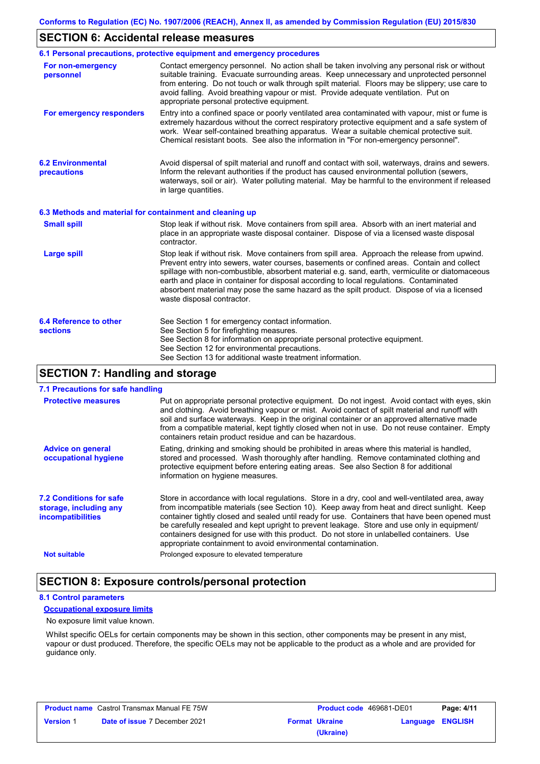## SECTION 6: Accidental release measures

### 6.1 Personal precautions, protective equipment and emergency procedures

**For non-emergency personnel**

Contact emergency personnel. No action shall be taken involving any personal risk or without suitable training. Evacuate surrounding areas. Keep unnecessary and unprotected personnel from entering. Do not touch or walk through spilt material. Floors may be slippery; use care to avoid falling. Avoid breathing vapour or mist. Provide adequate ventilation. Put on appropriate personal protective equipment.

**For emergency responders**

Entry into a confined space or poorly ventilated area contaminated with vapour, mist or fume is extremely hazardous without the correct respiratory protective equipment and a safe system of work. Wear self-contained breathing apparatus. Wear a suitable chemical protective suit. Chemical resistant boots. See also the information in "For non-emergency personnel".

### 6.2 Environmental precautions

Avoid dispersal of spilt material and runoff and contact with soil, waterways, drains and sewers. Inform the relevant authorities if the product has caused environmental pollution (sewers, waterways, soil or air). Water polluting material. May be harmful to the environment if released in large quantities.

### 6.3 Methods and material for containment and cleaning up

**Small spill**

Stop leak if without risk. Move containers from spill area. Absorb with an inert material and place in an appropriate waste disposal container. Dispose of via a licensed waste disposal contractor.

**Large spill**

Stop leak if without risk. Move containers from spill area. Approach the release from upwind. Prevent entry into sewers, water courses, basements or confined areas. Contain and collect spillage with non-combustible, absorbent material e.g. sand, earth, vermiculite or diatomaceous earth and place in container for disposal according to local regulations. Contaminated absorbent material may pose the same hazard as the spilt product. Dispose of via a licensed waste disposal contractor.

### 6.4 Reference to other sections

See Section 1 for emergency contact information.
See Section 5 for firefighting measures.
See Section 8 for information on appropriate personal protective equipment.
See Section 12 for environmental precautions.
See Section 13 for additional waste treatment information.

## SECTION 7: Handling and storage

### 7.1 Precautions for safe handling

**Protective measures**

Put on appropriate personal protective equipment. Do not ingest. Avoid contact with eyes, skin and clothing. Avoid breathing vapour or mist. Avoid contact of spilt material and runoff with soil and surface waterways. Keep in the original container or an approved alternative made from a compatible material, kept tightly closed when not in use. Do not reuse container. Empty containers retain product residue and can be hazardous.

**Advice on general occupational hygiene**

Eating, drinking and smoking should be prohibited in areas where this material is handled, stored and processed. Wash thoroughly after handling. Remove contaminated clothing and protective equipment before entering eating areas. See also Section 8 for additional information on hygiene measures.

### 7.2 Conditions for safe storage, including any incompatibilities

Store in accordance with local regulations. Store in a dry, cool and well-ventilated area, away from incompatible materials (see Section 10). Keep away from heat and direct sunlight. Keep container tightly closed and sealed until ready for use. Containers that have been opened must be carefully resealed and kept upright to prevent leakage. Store and use only in equipment/ containers designed for use with this product. Do not store in unlabelled containers. Use appropriate containment to avoid environmental contamination.

**Not suitable**

Prolonged exposure to elevated temperature

## SECTION 8: Exposure controls/personal protection

### 8.1 Control parameters

**Occupational exposure limits**

No exposure limit value known.

Whilst specific OELs for certain components may be shown in this section, other components may be present in any mist, vapour or dust produced. Therefore, the specific OELs may not be applicable to the product as a whole and are provided for guidance only.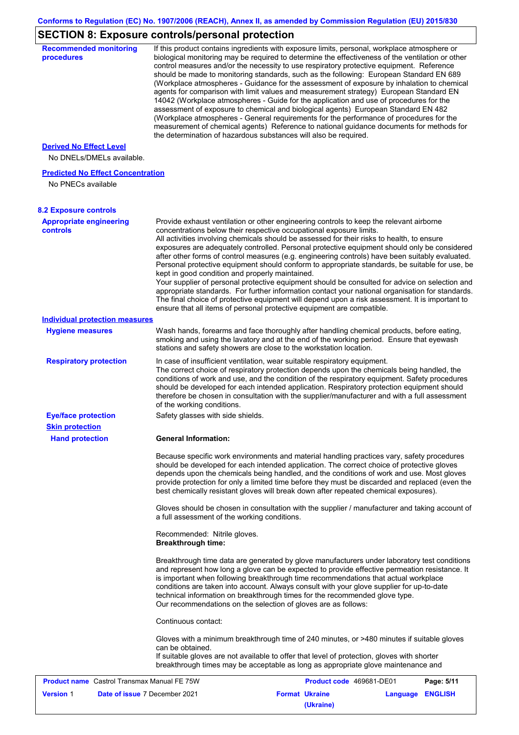## SECTION 8: Exposure controls/personal protection

**Recommended monitoring procedures**

If this product contains ingredients with exposure limits, personal, workplace atmosphere or biological monitoring may be required to determine the effectiveness of the ventilation or other control measures and/or the necessity to use respiratory protective equipment. Reference should be made to monitoring standards, such as the following: European Standard EN 689 (Workplace atmospheres - Guidance for the assessment of exposure by inhalation to chemical agents for comparison with limit values and measurement strategy) European Standard EN 14042 (Workplace atmospheres - Guide for the application and use of procedures for the assessment of exposure to chemical and biological agents) European Standard EN 482 (Workplace atmospheres - General requirements for the performance of procedures for the measurement of chemical agents) Reference to national guidance documents for methods for the determination of hazardous substances will also be required.

**Derived No Effect Level**

No DNELs/DMELs available.

**Predicted No Effect Concentration**

No PNECs available

### 8.2 Exposure controls

**Appropriate engineering controls**

Provide exhaust ventilation or other engineering controls to keep the relevant airborne concentrations below their respective occupational exposure limits.
All activities involving chemicals should be assessed for their risks to health, to ensure exposures are adequately controlled. Personal protective equipment should only be considered after other forms of control measures (e.g. engineering controls) have been suitably evaluated. Personal protective equipment should conform to appropriate standards, be suitable for use, be kept in good condition and properly maintained.
Your supplier of personal protective equipment should be consulted for advice on selection and appropriate standards. For further information contact your national organisation for standards.
The final choice of protective equipment will depend upon a risk assessment. It is important to ensure that all items of personal protective equipment are compatible.

**Individual protection measures**

**Hygiene measures**

Wash hands, forearms and face thoroughly after handling chemical products, before eating, smoking and using the lavatory and at the end of the working period. Ensure that eyewash stations and safety showers are close to the workstation location.

**Respiratory protection**

In case of insufficient ventilation, wear suitable respiratory equipment.
The correct choice of respiratory protection depends upon the chemicals being handled, the conditions of work and use, and the condition of the respiratory equipment. Safety procedures should be developed for each intended application. Respiratory protection equipment should therefore be chosen in consultation with the supplier/manufacturer and with a full assessment of the working conditions.

**Eye/face protection**

Safety glasses with side shields.

**Skin protection**

**Hand protection**

**General Information:**

Because specific work environments and material handling practices vary, safety procedures should be developed for each intended application. The correct choice of protective gloves depends upon the chemicals being handled, and the conditions of work and use. Most gloves provide protection for only a limited time before they must be discarded and replaced (even the best chemically resistant gloves will break down after repeated chemical exposures).

Gloves should be chosen in consultation with the supplier / manufacturer and taking account of a full assessment of the working conditions.

Recommended: Nitrile gloves.
**Breakthrough time:**

Breakthrough time data are generated by glove manufacturers under laboratory test conditions and represent how long a glove can be expected to provide effective permeation resistance. It is important when following breakthrough time recommendations that actual workplace conditions are taken into account. Always consult with your glove supplier for up-to-date technical information on breakthrough times for the recommended glove type.
Our recommendations on the selection of gloves are as follows:

Continuous contact:

Gloves with a minimum breakthrough time of 240 minutes, or >480 minutes if suitable gloves can be obtained.
If suitable gloves are not available to offer that level of protection, gloves with shorter breakthrough times may be acceptable as long as appropriate glove maintenance and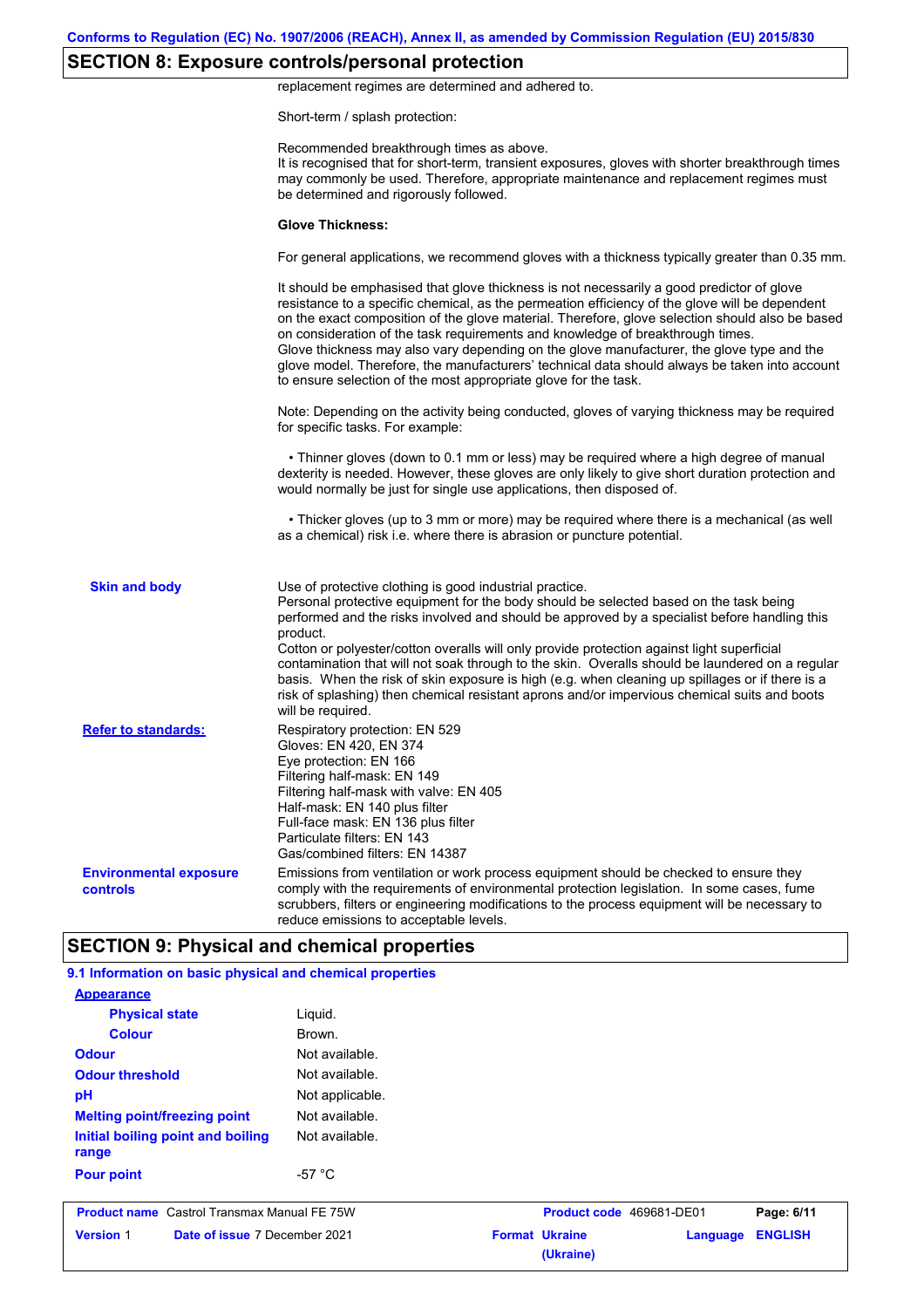## SECTION 8: Exposure controls/personal protection

replacement regimes are determined and adhered to.

Short-term / splash protection:

Recommended breakthrough times as above.
It is recognised that for short-term, transient exposures, gloves with shorter breakthrough times may commonly be used. Therefore, appropriate maintenance and replacement regimes must be determined and rigorously followed.

**Glove Thickness:**

For general applications, we recommend gloves with a thickness typically greater than 0.35 mm.

It should be emphasised that glove thickness is not necessarily a good predictor of glove resistance to a specific chemical, as the permeation efficiency of the glove will be dependent on the exact composition of the glove material. Therefore, glove selection should also be based on consideration of the task requirements and knowledge of breakthrough times.
Glove thickness may also vary depending on the glove manufacturer, the glove type and the glove model. Therefore, the manufacturers' technical data should always be taken into account to ensure selection of the most appropriate glove for the task.

Note: Depending on the activity being conducted, gloves of varying thickness may be required for specific tasks. For example:

- Thinner gloves (down to 0.1 mm or less) may be required where a high degree of manual dexterity is needed. However, these gloves are only likely to give short duration protection and would normally be just for single use applications, then disposed of.

- Thicker gloves (up to 3 mm or more) may be required where there is a mechanical (as well as a chemical) risk i.e. where there is abrasion or puncture potential.

**Skin and body**

Use of protective clothing is good industrial practice.
Personal protective equipment for the body should be selected based on the task being performed and the risks involved and should be approved by a specialist before handling this product.
Cotton or polyester/cotton overalls will only provide protection against light superficial contamination that will not soak through to the skin. Overalls should be laundered on a regular basis. When the risk of skin exposure is high (e.g. when cleaning up spillages or if there is a risk of splashing) then chemical resistant aprons and/or impervious chemical suits and boots will be required.

**Refer to standards:**

Respiratory protection: EN 529
Gloves: EN 420, EN 374
Eye protection: EN 166
Filtering half-mask: EN 149
Filtering half-mask with valve: EN 405
Half-mask: EN 140 plus filter
Full-face mask: EN 136 plus filter
Particulate filters: EN 143
Gas/combined filters: EN 14387

**Environmental exposure controls**

Emissions from ventilation or work process equipment should be checked to ensure they comply with the requirements of environmental protection legislation. In some cases, fume scrubbers, filters or engineering modifications to the process equipment will be necessary to reduce emissions to acceptable levels.

## SECTION 9: Physical and chemical properties

### 9.1 Information on basic physical and chemical properties

| Property | Value |
|---|---|
| **Appearance** | |
| Physical state | Liquid. |
| Colour | Brown. |
| Odour | Not available. |
| Odour threshold | Not available. |
| pH | Not applicable. |
| Melting point/freezing point | Not available. |
| Initial boiling point and boiling range | Not available. |
| Pour point | -57 °C |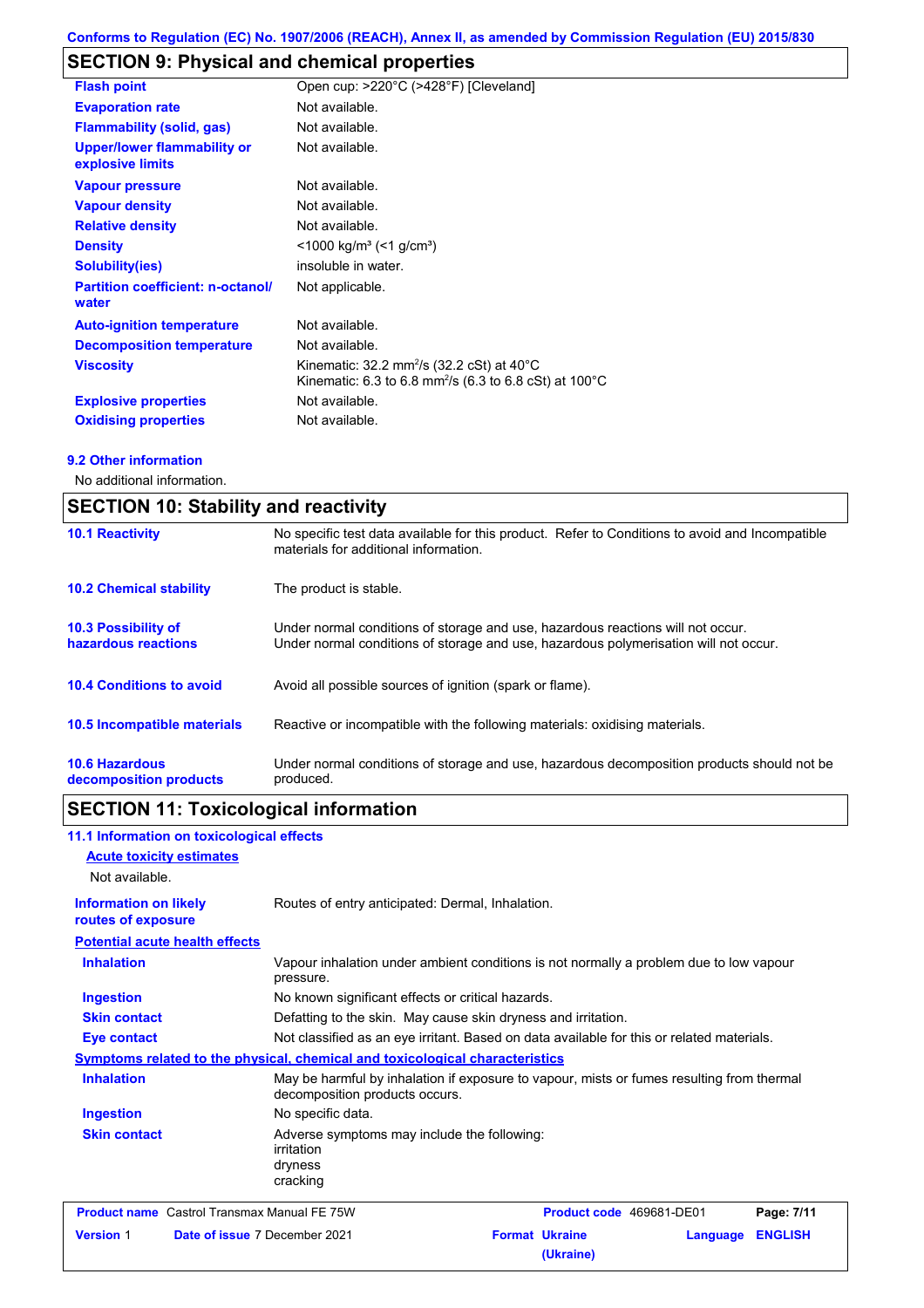Conforms to Regulation (EC) No. 1907/2006 (REACH), Annex II, as amended by Commission Regulation (EU) 2015/830

## SECTION 9: Physical and chemical properties

| | |
|---|---|
| **Flash point** | Open cup: >220°C (>428°F) [Cleveland] |
| **Evaporation rate** | Not available. |
| **Flammability (solid, gas)** | Not available. |
| **Upper/lower flammability or explosive limits** | Not available. |
| **Vapour pressure** | Not available. |
| **Vapour density** | Not available. |
| **Relative density** | Not available. |
| **Density** | <1000 kg/m³ (<1 g/cm³) |
| **Solubility(ies)** | insoluble in water. |
| **Partition coefficient: n-octanol/ water** | Not applicable. |
| **Auto-ignition temperature** | Not available. |
| **Decomposition temperature** | Not available. |
| **Viscosity** | Kinematic: 32.2 mm²/s (32.2 cSt) at 40°C<br>Kinematic: 6.3 to 6.8 mm²/s (6.3 to 6.8 cSt) at 100°C |
| **Explosive properties** | Not available. |
| **Oxidising properties** | Not available. |

### 9.2 Other information

No additional information.

## SECTION 10: Stability and reactivity

| | |
|---|---|
| **10.1 Reactivity** | No specific test data available for this product. Refer to Conditions to avoid and Incompatible materials for additional information. |
| **10.2 Chemical stability** | The product is stable. |
| **10.3 Possibility of hazardous reactions** | Under normal conditions of storage and use, hazardous reactions will not occur.<br>Under normal conditions of storage and use, hazardous polymerisation will not occur. |
| **10.4 Conditions to avoid** | Avoid all possible sources of ignition (spark or flame). |
| **10.5 Incompatible materials** | Reactive or incompatible with the following materials: oxidising materials. |
| **10.6 Hazardous decomposition products** | Under normal conditions of storage and use, hazardous decomposition products should not be produced. |

## SECTION 11: Toxicological information

### 11.1 Information on toxicological effects

**Acute toxicity estimates**

Not available.

| | |
|---|---|
| **Information on likely routes of exposure** | Routes of entry anticipated: Dermal, Inhalation. |

**Potential acute health effects**

| | |
|---|---|
| **Inhalation** | Vapour inhalation under ambient conditions is not normally a problem due to low vapour pressure. |
| **Ingestion** | No known significant effects or critical hazards. |
| **Skin contact** | Defatting to the skin. May cause skin dryness and irritation. |
| **Eye contact** | Not classified as an eye irritant. Based on data available for this or related materials. |

**Symptoms related to the physical, chemical and toxicological characteristics**

| | |
|---|---|
| **Inhalation** | May be harmful by inhalation if exposure to vapour, mists or fumes resulting from thermal decomposition products occurs. |
| **Ingestion** | No specific data. |
| **Skin contact** | Adverse symptoms may include the following:<br>irritation<br>dryness<br>cracking |

| | | | |
|---|---|---|---|
| **Product name** Castrol Transmax Manual FE 75W | | **Product code** 469681-DE01 | |
| **Version** 1 | **Date of issue** 7 December 2021 | **Format** Ukraine (Ukraine) | **Language** ENGLISH |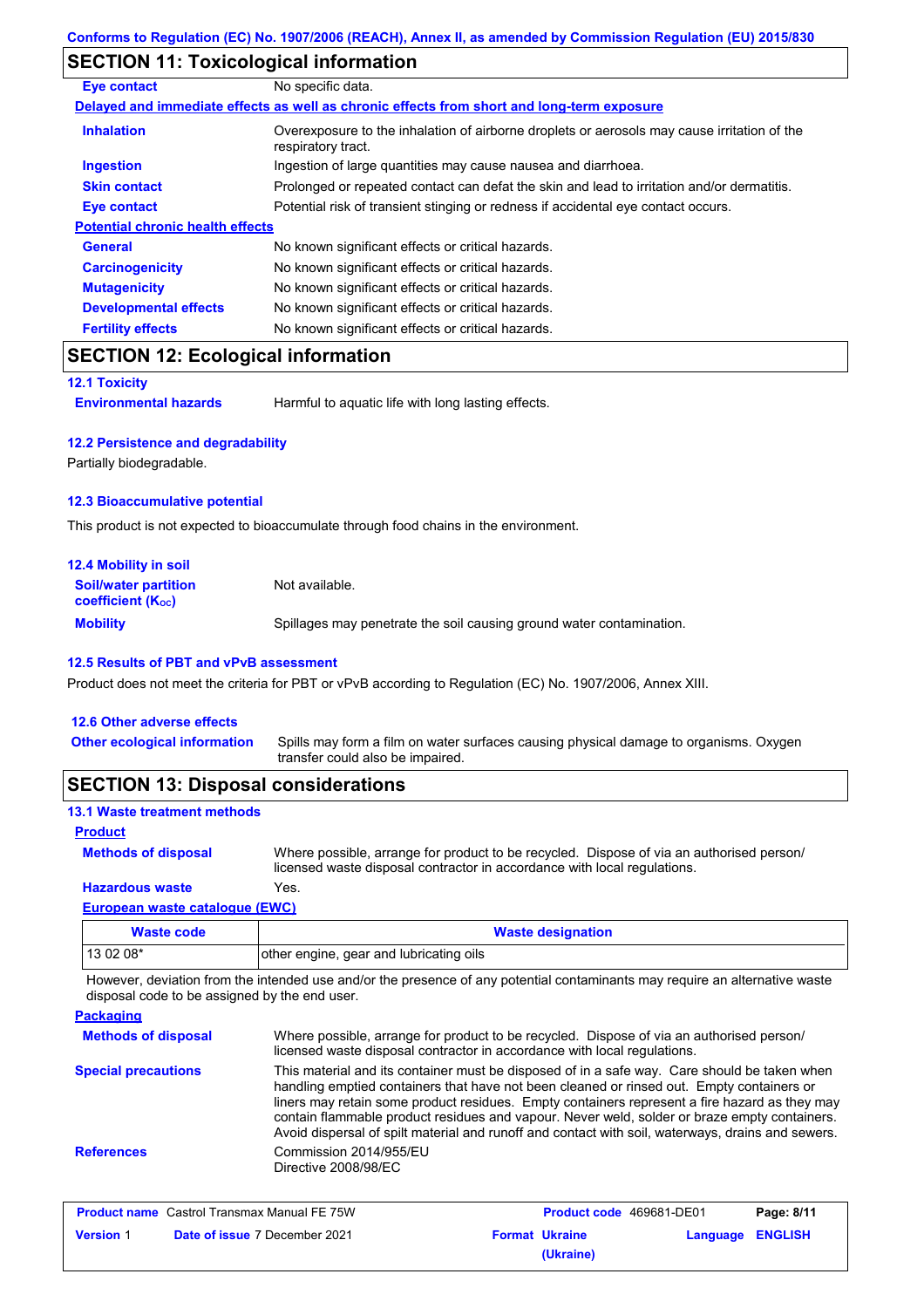## SECTION 11: Toxicological information

| | |
|---|---|
| **Eye contact** | No specific data. |

**Delayed and immediate effects as well as chronic effects from short and long-term exposure**

| | |
|---|---|
| **Inhalation** | Overexposure to the inhalation of airborne droplets or aerosols may cause irritation of the respiratory tract. |
| **Ingestion** | Ingestion of large quantities may cause nausea and diarrhoea. |
| **Skin contact** | Prolonged or repeated contact can defat the skin and lead to irritation and/or dermatitis. |
| **Eye contact** | Potential risk of transient stinging or redness if accidental eye contact occurs. |

**Potential chronic health effects**

| | |
|---|---|
| **General** | No known significant effects or critical hazards. |
| **Carcinogenicity** | No known significant effects or critical hazards. |
| **Mutagenicity** | No known significant effects or critical hazards. |
| **Developmental effects** | No known significant effects or critical hazards. |
| **Fertility effects** | No known significant effects or critical hazards. |

## SECTION 12: Ecological information

### 12.1 Toxicity

| | |
|---|---|
| **Environmental hazards** | Harmful to aquatic life with long lasting effects. |

### 12.2 Persistence and degradability

Partially biodegradable.

### 12.3 Bioaccumulative potential

This product is not expected to bioaccumulate through food chains in the environment.

### 12.4 Mobility in soil

| | |
|---|---|
| **Soil/water partition coefficient ($K_{OC}$)** | Not available. |
| **Mobility** | Spillages may penetrate the soil causing ground water contamination. |

### 12.5 Results of PBT and vPvB assessment

Product does not meet the criteria for PBT or vPvB according to Regulation (EC) No. 1907/2006, Annex XIII.

### 12.6 Other adverse effects

| | |
|---|---|
| **Other ecological information** | Spills may form a film on water surfaces causing physical damage to organisms. Oxygen transfer could also be impaired. |

## SECTION 13: Disposal considerations

### 13.1 Waste treatment methods

**Product**

| | |
|---|---|
| **Methods of disposal** | Where possible, arrange for product to be recycled. Dispose of via an authorised person/ licensed waste disposal contractor in accordance with local regulations. |
| **Hazardous waste** | Yes. |

**European waste catalogue (EWC)**

| Waste code | Waste designation |
|---|---|
| 13 02 08* | other engine, gear and lubricating oils |

However, deviation from the intended use and/or the presence of any potential contaminants may require an alternative waste disposal code to be assigned by the end user.

**Packaging**

| | |
|---|---|
| **Methods of disposal** | Where possible, arrange for product to be recycled. Dispose of via an authorised person/ licensed waste disposal contractor in accordance with local regulations. |
| **Special precautions** | This material and its container must be disposed of in a safe way. Care should be taken when handling emptied containers that have not been cleaned or rinsed out. Empty containers or liners may retain some product residues. Empty containers represent a fire hazard as they may contain flammable product residues and vapour. Never weld, solder or braze empty containers. Avoid dispersal of spilt material and runoff and contact with soil, waterways, drains and sewers. |
| **References** | Commission 2014/955/EU<br>Directive 2008/98/EC |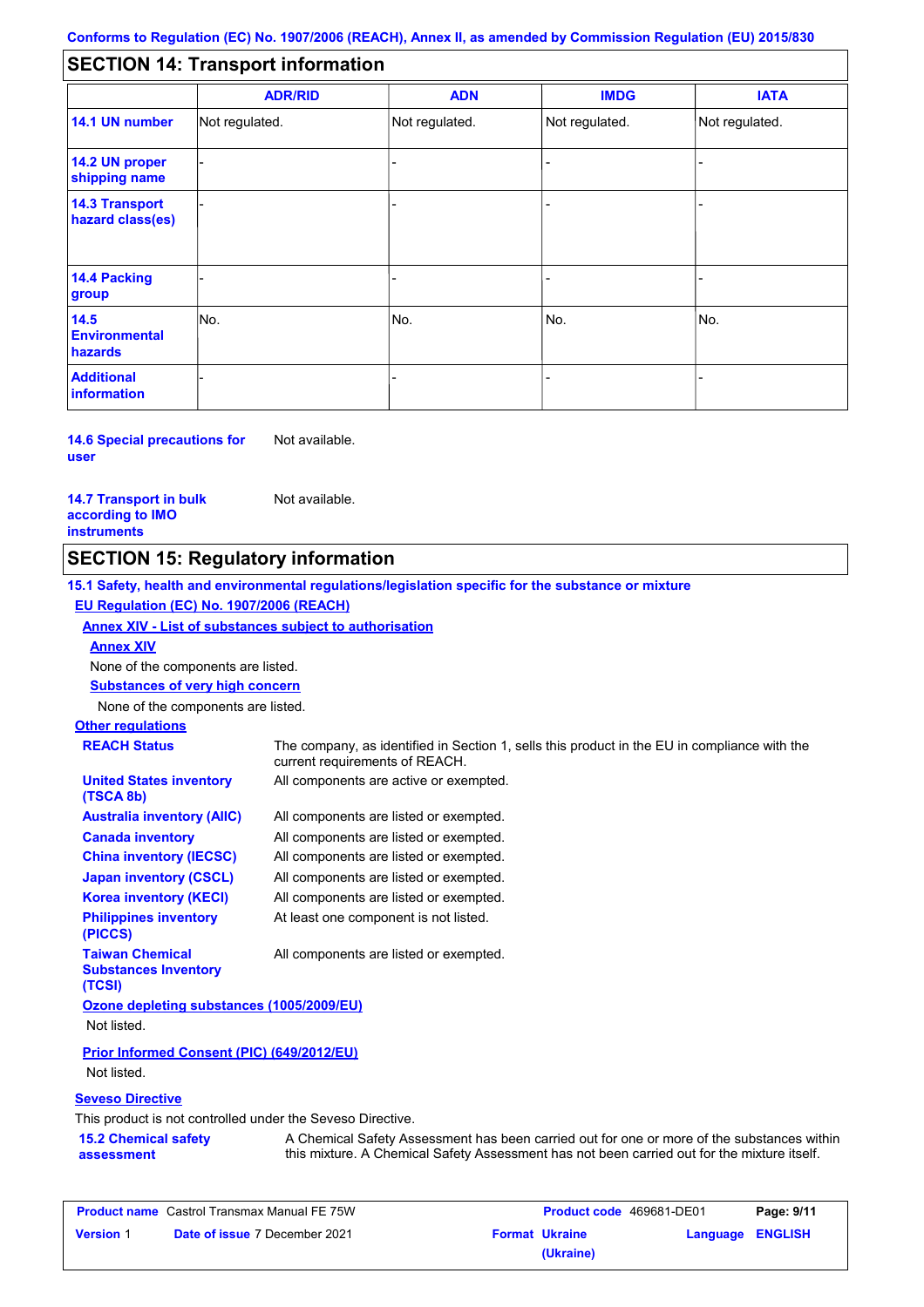## SECTION 14: Transport information

| | ADR/RID | ADN | IMDG | IATA |
|---|---|---|---|---|
| **14.1 UN number** | Not regulated. | Not regulated. | Not regulated. | Not regulated. |
| **14.2 UN proper shipping name** | - | - | - | - |
| **14.3 Transport hazard class(es)** | - | - | - | - |
| **14.4 Packing group** | - | - | - | - |
| **14.5 Environmental hazards** | No. | No. | No. | No. |
| **Additional information** | - | - | - | - |

**14.6 Special precautions for user** Not available.

**14.7 Transport in bulk according to IMO instruments** Not available.

## SECTION 15: Regulatory information

**15.1 Safety, health and environmental regulations/legislation specific for the substance or mixture**

**EU Regulation (EC) No. 1907/2006 (REACH)**

**Annex XIV - List of substances subject to authorisation**

**Annex XIV**

None of the components are listed.

**Substances of very high concern**

None of the components are listed.

**Other regulations**

| | |
|---|---|
| **REACH Status** | The company, as identified in Section 1, sells this product in the EU in compliance with the current requirements of REACH. |
| **United States inventory (TSCA 8b)** | All components are active or exempted. |
| **Australia inventory (AIIC)** | All components are listed or exempted. |
| **Canada inventory** | All components are listed or exempted. |
| **China inventory (IECSC)** | All components are listed or exempted. |
| **Japan inventory (CSCL)** | All components are listed or exempted. |
| **Korea inventory (KECI)** | All components are listed or exempted. |
| **Philippines inventory (PICCS)** | At least one component is not listed. |
| **Taiwan Chemical Substances Inventory (TCSI)** | All components are listed or exempted. |

**Ozone depleting substances (1005/2009/EU)**

Not listed.

**Prior Informed Consent (PIC) (649/2012/EU)**

Not listed.

**Seveso Directive**

This product is not controlled under the Seveso Directive.

**15.2 Chemical safety assessment** A Chemical Safety Assessment has been carried out for one or more of the substances within this mixture. A Chemical Safety Assessment has not been carried out for the mixture itself.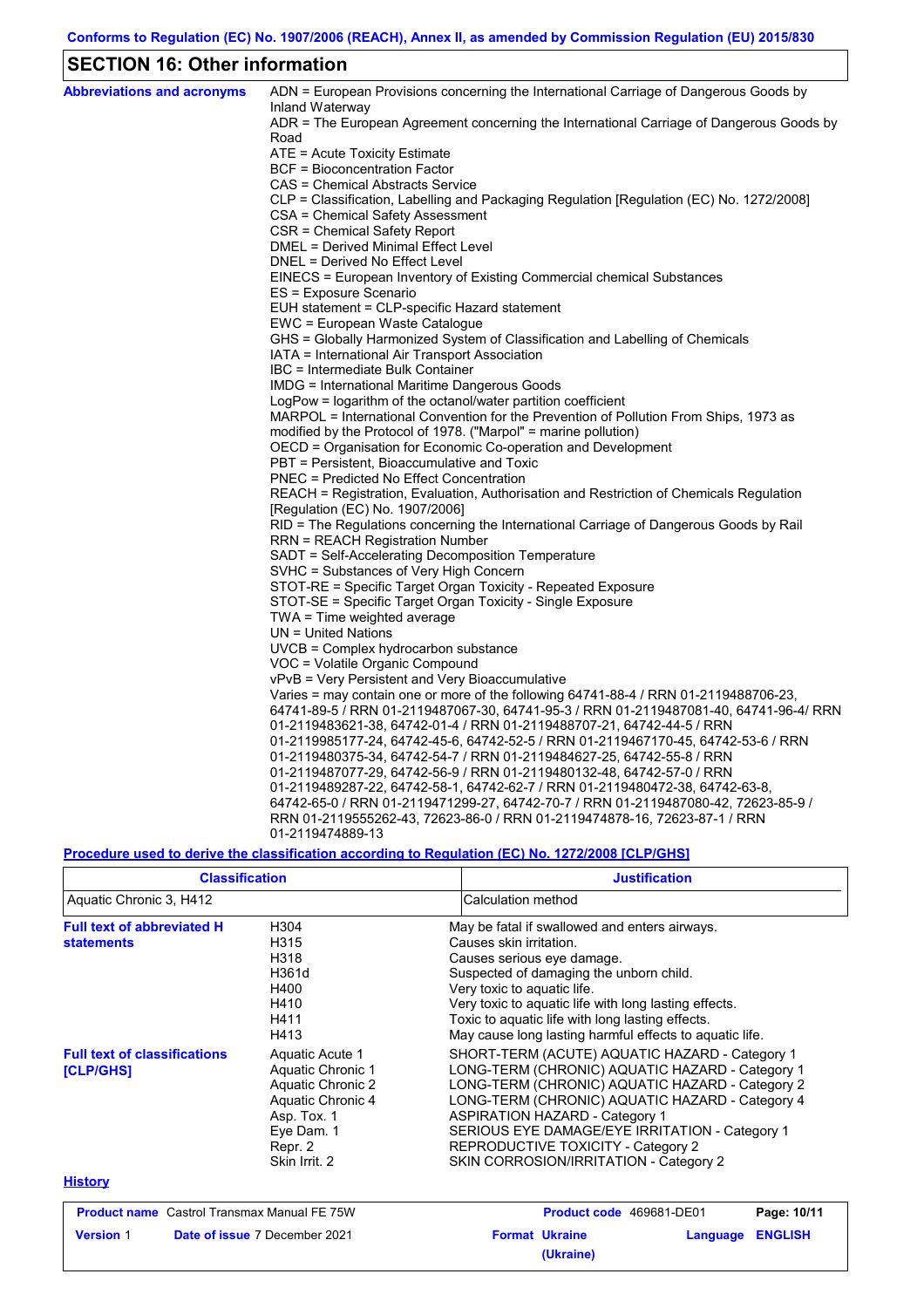## SECTION 16: Other information

**Abbreviations and acronyms**

ADN = European Provisions concerning the International Carriage of Dangerous Goods by Inland Waterway
ADR = The European Agreement concerning the International Carriage of Dangerous Goods by Road
ATE = Acute Toxicity Estimate
BCF = Bioconcentration Factor
CAS = Chemical Abstracts Service
CLP = Classification, Labelling and Packaging Regulation [Regulation (EC) No. 1272/2008]
CSA = Chemical Safety Assessment
CSR = Chemical Safety Report
DMEL = Derived Minimal Effect Level
DNEL = Derived No Effect Level
EINECS = European Inventory of Existing Commercial chemical Substances
ES = Exposure Scenario
EUH statement = CLP-specific Hazard statement
EWC = European Waste Catalogue
GHS = Globally Harmonized System of Classification and Labelling of Chemicals
IATA = International Air Transport Association
IBC = Intermediate Bulk Container
IMDG = International Maritime Dangerous Goods
LogPow = logarithm of the octanol/water partition coefficient
MARPOL = International Convention for the Prevention of Pollution From Ships, 1973 as modified by the Protocol of 1978. ("Marpol" = marine pollution)
OECD = Organisation for Economic Co-operation and Development
PBT = Persistent, Bioaccumulative and Toxic
PNEC = Predicted No Effect Concentration
REACH = Registration, Evaluation, Authorisation and Restriction of Chemicals Regulation [Regulation (EC) No. 1907/2006]
RID = The Regulations concerning the International Carriage of Dangerous Goods by Rail
RRN = REACH Registration Number
SADT = Self-Accelerating Decomposition Temperature
SVHC = Substances of Very High Concern
STOT-RE = Specific Target Organ Toxicity - Repeated Exposure
STOT-SE = Specific Target Organ Toxicity - Single Exposure
TWA = Time weighted average
UN = United Nations
UVCB = Complex hydrocarbon substance
VOC = Volatile Organic Compound
vPvB = Very Persistent and Very Bioaccumulative
Varies = may contain one or more of the following 64741-88-4 / RRN 01-2119488706-23, 64741-89-5 / RRN 01-2119487067-30, 64741-95-3 / RRN 01-2119487081-40, 64741-96-4/ RRN 01-2119483621-38, 64742-01-4 / RRN 01-2119488707-21, 64742-44-5 / RRN 01-2119985177-24, 64742-45-6, 64742-52-5 / RRN 01-2119467170-45, 64742-53-6 / RRN 01-2119480375-34, 64742-54-7 / RRN 01-2119484627-25, 64742-55-8 / RRN 01-2119487077-29, 64742-56-9 / RRN 01-2119480132-48, 64742-57-0 / RRN 01-2119489287-22, 64742-58-1, 64742-62-7 / RRN 01-2119480472-38, 64742-63-8, 64742-65-0 / RRN 01-2119471299-27, 64742-70-7 / RRN 01-2119487080-42, 72623-85-9 / RRN 01-2119555262-43, 72623-86-0 / RRN 01-2119474878-16, 72623-87-1 / RRN 01-2119474889-13

**Procedure used to derive the classification according to Regulation (EC) No. 1272/2008 [CLP/GHS]**

| Classification | Justification |
|---|---|
| Aquatic Chronic 3, H412 | Calculation method |

**Full text of abbreviated H statements**

| | |
|---|---|
| H304 | May be fatal if swallowed and enters airways. |
| H315 | Causes skin irritation. |
| H318 | Causes serious eye damage. |
| H361d | Suspected of damaging the unborn child. |
| H400 | Very toxic to aquatic life. |
| H410 | Very toxic to aquatic life with long lasting effects. |
| H411 | Toxic to aquatic life with long lasting effects. |
| H413 | May cause long lasting harmful effects to aquatic life. |

**Full text of classifications [CLP/GHS]**

| | |
|---|---|
| Aquatic Acute 1 | SHORT-TERM (ACUTE) AQUATIC HAZARD - Category 1 |
| Aquatic Chronic 1 | LONG-TERM (CHRONIC) AQUATIC HAZARD - Category 1 |
| Aquatic Chronic 2 | LONG-TERM (CHRONIC) AQUATIC HAZARD - Category 2 |
| Aquatic Chronic 4 | LONG-TERM (CHRONIC) AQUATIC HAZARD - Category 4 |
| Asp. Tox. 1 | ASPIRATION HAZARD - Category 1 |
| Eye Dam. 1 | SERIOUS EYE DAMAGE/EYE IRRITATION - Category 1 |
| Repr. 2 | REPRODUCTIVE TOXICITY - Category 2 |
| Skin Irrit. 2 | SKIN CORROSION/IRRITATION - Category 2 |

**History**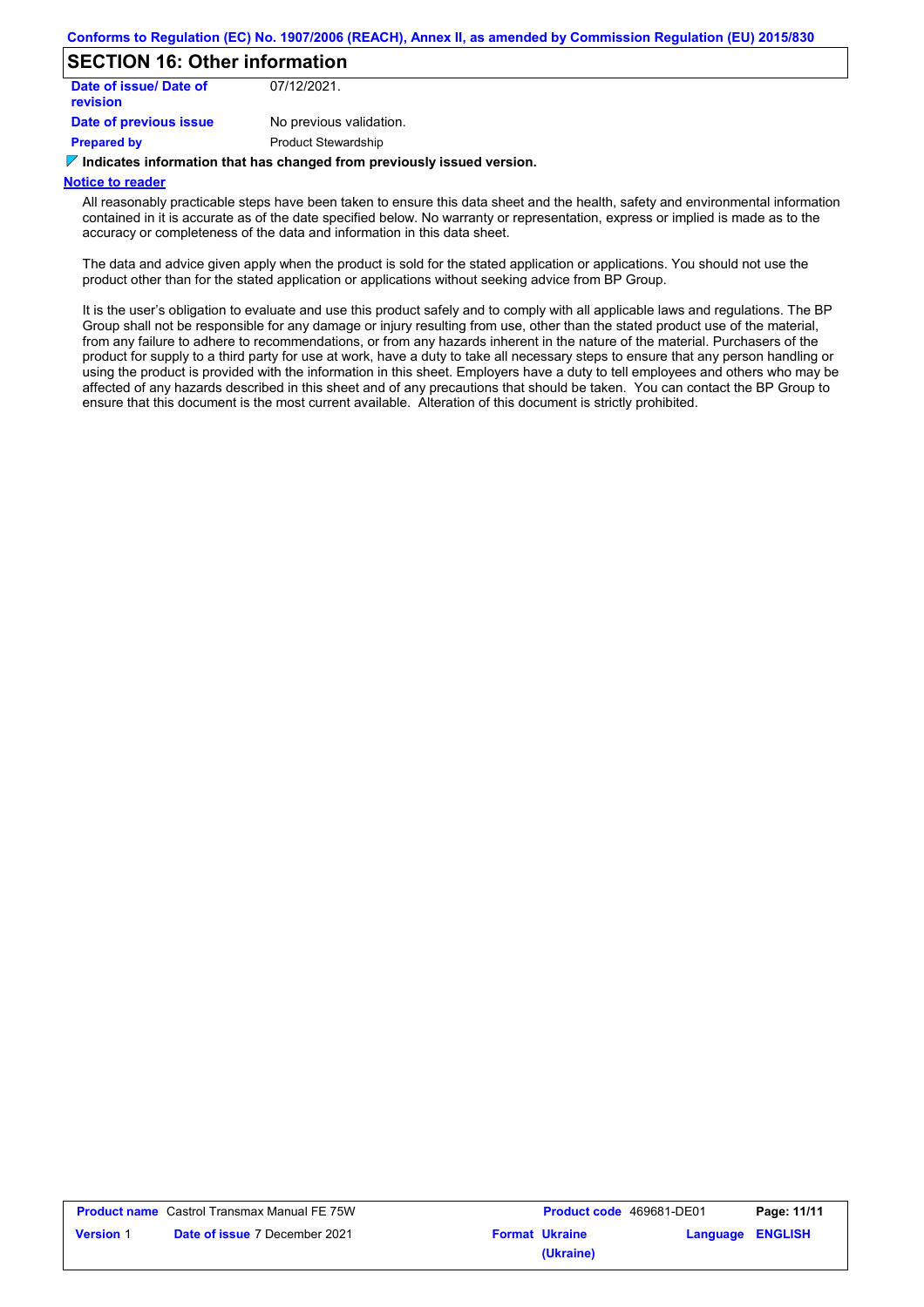## SECTION 16: Other information

| | |
|---|---|
| **Date of issue/ Date of revision** | 07/12/2021. |
| **Date of previous issue** | No previous validation. |
| **Prepared by** | Product Stewardship |

**Indicates information that has changed from previously issued version.**

**Notice to reader**

All reasonably practicable steps have been taken to ensure this data sheet and the health, safety and environmental information contained in it is accurate as of the date specified below. No warranty or representation, express or implied is made as to the accuracy or completeness of the data and information in this data sheet.

The data and advice given apply when the product is sold for the stated application or applications. You should not use the product other than for the stated application or applications without seeking advice from BP Group.

It is the user's obligation to evaluate and use this product safely and to comply with all applicable laws and regulations. The BP Group shall not be responsible for any damage or injury resulting from use, other than the stated product use of the material, from any failure to adhere to recommendations, or from any hazards inherent in the nature of the material. Purchasers of the product for supply to a third party for use at work, have a duty to take all necessary steps to ensure that any person handling or using the product is provided with the information in this sheet. Employers have a duty to tell employees and others who may be affected of any hazards described in this sheet and of any precautions that should be taken. You can contact the BP Group to ensure that this document is the most current available. Alteration of this document is strictly prohibited.